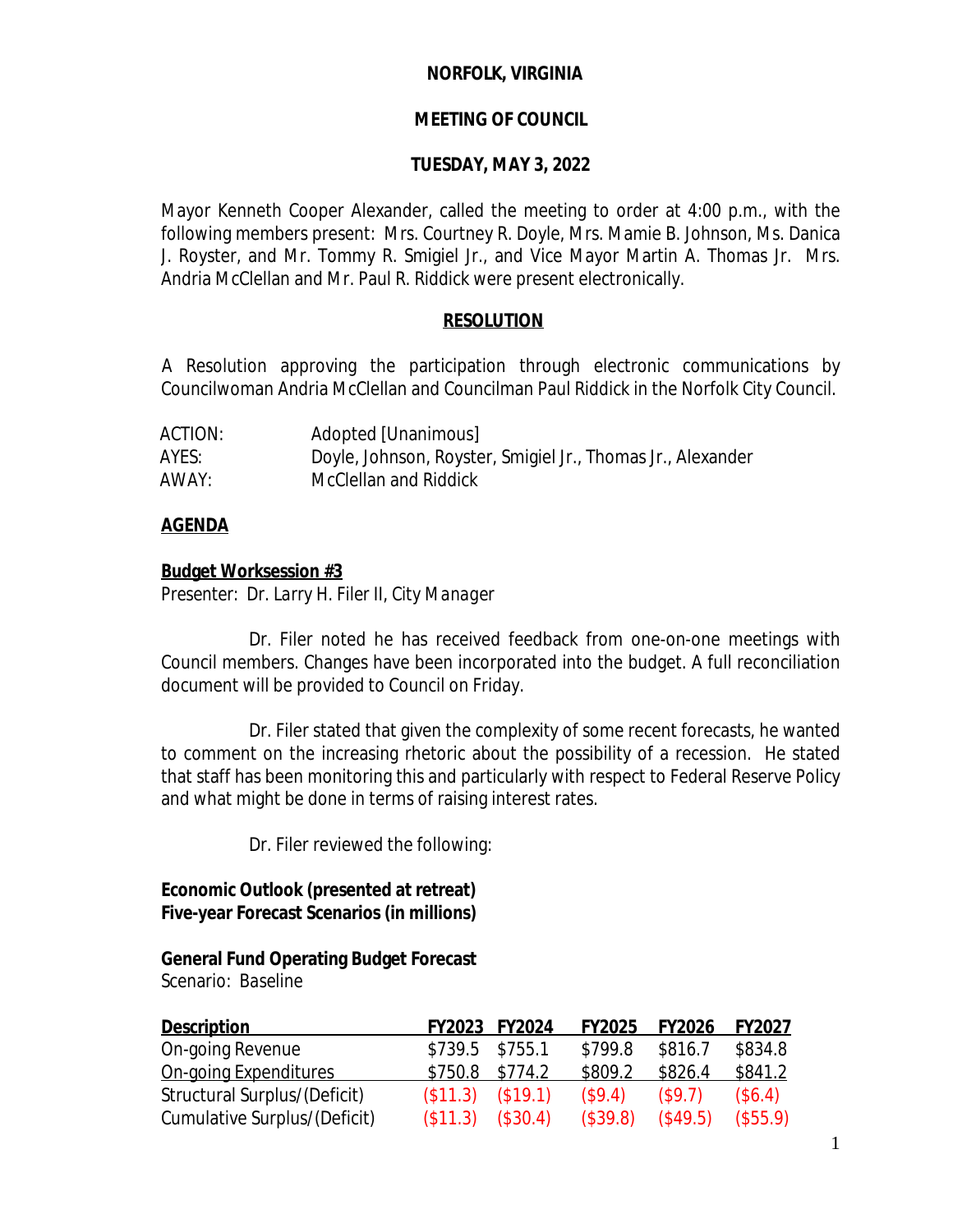**NORFOLK, VIRGINIA**

**MEETING OF COUNCIL**

**TUESDAY, MAY 3, 2022**

Mayor Kenneth Cooper Alexander, called the meeting to order at 4:00 p.m., with the following members present: Mrs. Courtney R. Doyle, Mrs. Mamie B. Johnson, Ms. Danica J. Royster, and Mr. Tommy R. Smigiel Jr., and Vice Mayor Martin A. Thomas Jr. Mrs. Andria McClellan and Mr. Paul R. Riddick were present electronically.

**RESOLUTION**

A Resolution approving the participation through electronic communications by Councilwoman Andria McClellan and Councilman Paul Riddick in the Norfolk City Council.

| | |
|---|---|
| ACTION: | Adopted [Unanimous] |
| AYES: | Doyle, Johnson, Royster, Smigiel Jr., Thomas Jr., Alexander |
| AWAY: | McClellan and Riddick |

**AGENDA**

**Budget Worksession #3**

Presenter: Dr. Larry H. Filer II, City Manager

Dr. Filer noted he has received feedback from one-on-one meetings with Council members. Changes have been incorporated into the budget. A full reconciliation document will be provided to Council on Friday.

Dr. Filer stated that given the complexity of some recent forecasts, he wanted to comment on the increasing rhetoric about the possibility of a recession. He stated that staff has been monitoring this and particularly with respect to Federal Reserve Policy and what might be done in terms of raising interest rates.

Dr. Filer reviewed the following:

**Economic Outlook (presented at retreat)**
**Five-year Forecast Scenarios (in millions)**

**General Fund Operating Budget Forecast**
Scenario: Baseline

| Description | FY2023 | FY2024 | FY2025 | FY2026 | FY2027 |
|---|---|---|---|---|---|
| On-going Revenue | $739.5 | $755.1 | $799.8 | $816.7 | $834.8 |
| On-going Expenditures | $750.8 | $774.2 | $809.2 | $826.4 | $841.2 |
| Structural Surplus/(Deficit) | ($11.3) | ($19.1) | ($9.4) | ($9.7) | ($6.4) |
| Cumulative Surplus/(Deficit) | ($11.3) | ($30.4) | ($39.8) | ($49.5) | ($55.9) |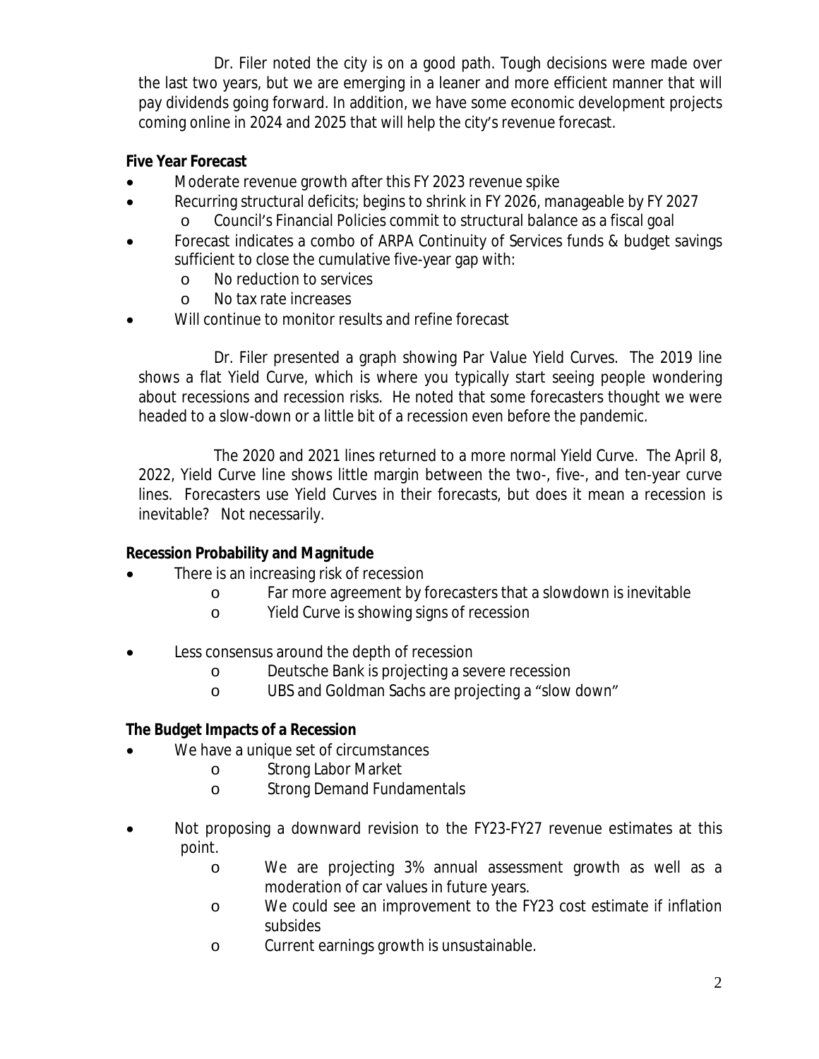Dr. Filer noted the city is on a good path. Tough decisions were made over the last two years, but we are emerging in a leaner and more efficient manner that will pay dividends going forward. In addition, we have some economic development projects coming online in 2024 and 2025 that will help the city's revenue forecast.

**Five Year Forecast**

- Moderate revenue growth after this FY 2023 revenue spike
- Recurring structural deficits; begins to shrink in FY 2026, manageable by FY 2027
  - Council's Financial Policies commit to structural balance as a fiscal goal
- Forecast indicates a combo of ARPA Continuity of Services funds & budget savings sufficient to close the cumulative five-year gap with:
  - No reduction to services
  - No tax rate increases
- Will continue to monitor results and refine forecast

Dr. Filer presented a graph showing Par Value Yield Curves. The 2019 line shows a flat Yield Curve, which is where you typically start seeing people wondering about recessions and recession risks. He noted that some forecasters thought we were headed to a slow-down or a little bit of a recession even before the pandemic.

The 2020 and 2021 lines returned to a more normal Yield Curve. The April 8, 2022, Yield Curve line shows little margin between the two-, five-, and ten-year curve lines. Forecasters use Yield Curves in their forecasts, but does it mean a recession is inevitable? Not necessarily.

**Recession Probability and Magnitude**

- There is an increasing risk of recession
  - Far more agreement by forecasters that a slowdown is inevitable
  - Yield Curve is showing signs of recession
- Less consensus around the depth of recession
  - Deutsche Bank is projecting a severe recession
  - UBS and Goldman Sachs are projecting a "slow down"

**The Budget Impacts of a Recession**

- We have a unique set of circumstances
  - Strong Labor Market
  - Strong Demand Fundamentals
- Not proposing a downward revision to the FY23-FY27 revenue estimates at this point.
  - We are projecting 3% annual assessment growth as well as a moderation of car values in future years.
  - We could see an improvement to the FY23 cost estimate if inflation subsides
  - Current earnings growth is unsustainable.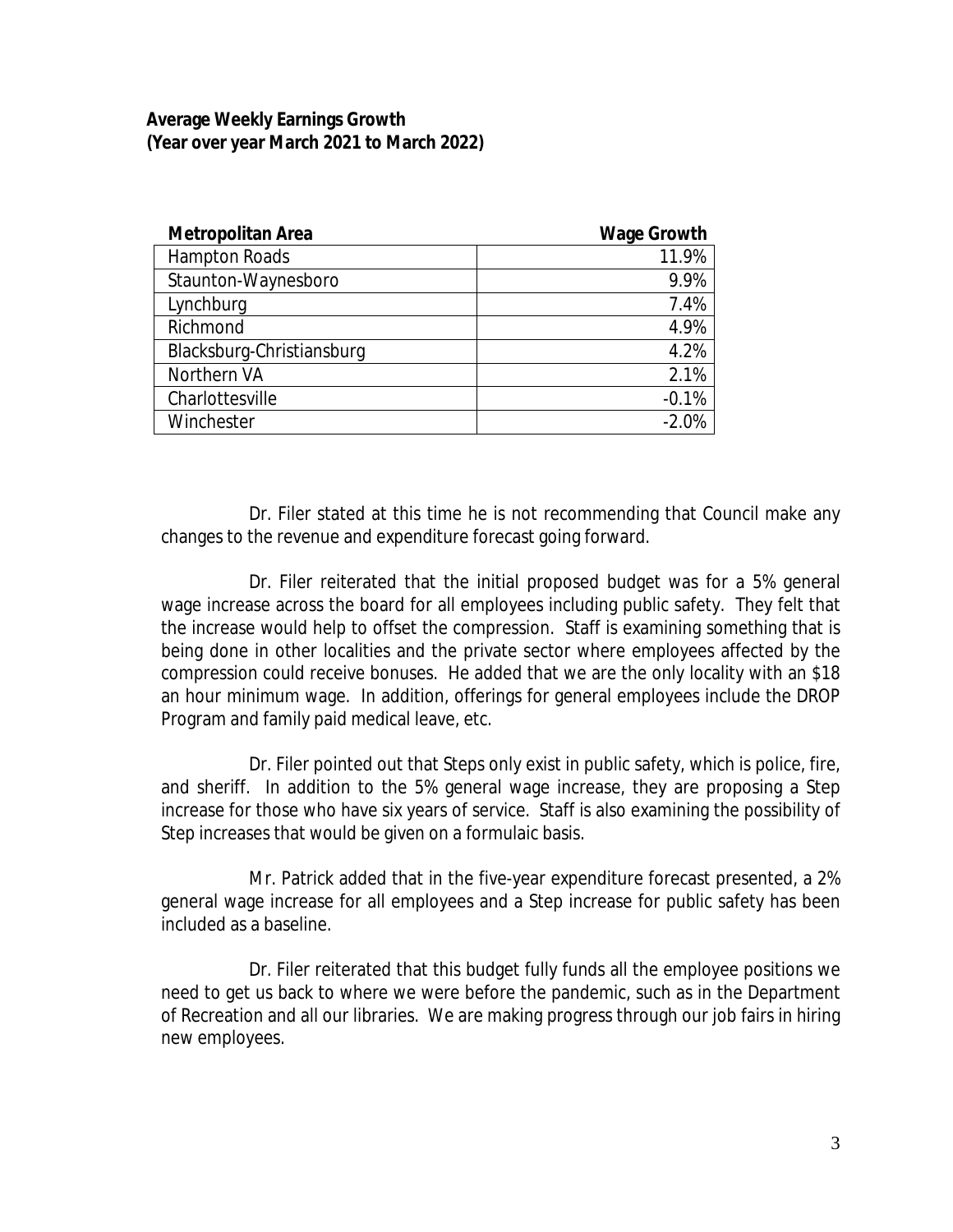**Average Weekly Earnings Growth**
**(Year over year March 2021 to March 2022)**

| Metropolitan Area | Wage Growth |
|---|---|
| Hampton Roads | 11.9% |
| Staunton-Waynesboro | 9.9% |
| Lynchburg | 7.4% |
| Richmond | 4.9% |
| Blacksburg-Christiansburg | 4.2% |
| Northern VA | 2.1% |
| Charlottesville | -0.1% |
| Winchester | -2.0% |

Dr. Filer stated at this time he is not recommending that Council make any changes to the revenue and expenditure forecast going forward.

Dr. Filer reiterated that the initial proposed budget was for a 5% general wage increase across the board for all employees including public safety. They felt that the increase would help to offset the compression. Staff is examining something that is being done in other localities and the private sector where employees affected by the compression could receive bonuses. He added that we are the only locality with an $18 an hour minimum wage. In addition, offerings for general employees include the DROP Program and family paid medical leave, etc.

Dr. Filer pointed out that Steps only exist in public safety, which is police, fire, and sheriff. In addition to the 5% general wage increase, they are proposing a Step increase for those who have six years of service. Staff is also examining the possibility of Step increases that would be given on a formulaic basis.

Mr. Patrick added that in the five-year expenditure forecast presented, a 2% general wage increase for all employees and a Step increase for public safety has been included as a baseline.

Dr. Filer reiterated that this budget fully funds all the employee positions we need to get us back to where we were before the pandemic, such as in the Department of Recreation and all our libraries. We are making progress through our job fairs in hiring new employees.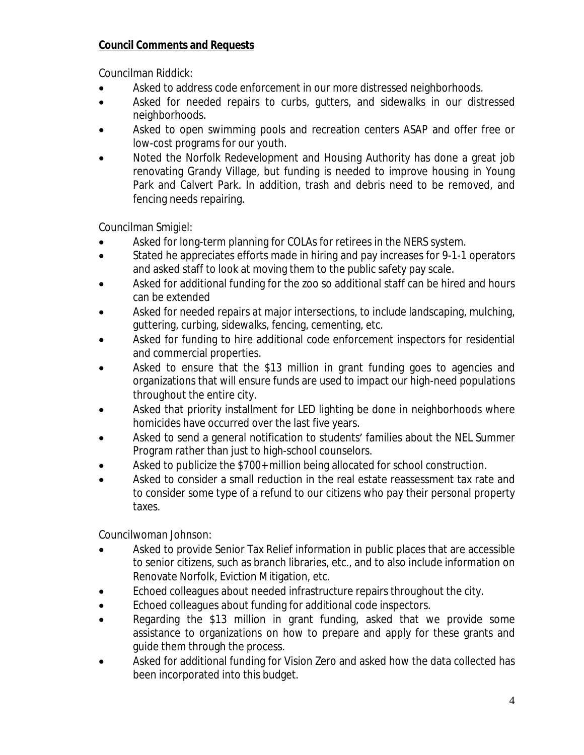**Council Comments and Requests**

Councilman Riddick:

- Asked to address code enforcement in our more distressed neighborhoods.
- Asked for needed repairs to curbs, gutters, and sidewalks in our distressed neighborhoods.
- Asked to open swimming pools and recreation centers ASAP and offer free or low-cost programs for our youth.
- Noted the Norfolk Redevelopment and Housing Authority has done a great job renovating Grandy Village, but funding is needed to improve housing in Young Park and Calvert Park. In addition, trash and debris need to be removed, and fencing needs repairing.

Councilman Smigiel:

- Asked for long-term planning for COLAs for retirees in the NERS system.
- Stated he appreciates efforts made in hiring and pay increases for 9-1-1 operators and asked staff to look at moving them to the public safety pay scale.
- Asked for additional funding for the zoo so additional staff can be hired and hours can be extended
- Asked for needed repairs at major intersections, to include landscaping, mulching, guttering, curbing, sidewalks, fencing, cementing, etc.
- Asked for funding to hire additional code enforcement inspectors for residential and commercial properties.
- Asked to ensure that the $13 million in grant funding goes to agencies and organizations that will ensure funds are used to impact our high-need populations throughout the entire city.
- Asked that priority installment for LED lighting be done in neighborhoods where homicides have occurred over the last five years.
- Asked to send a general notification to students' families about the NEL Summer Program rather than just to high-school counselors.
- Asked to publicize the $700+ million being allocated for school construction.
- Asked to consider a small reduction in the real estate reassessment tax rate and to consider some type of a refund to our citizens who pay their personal property taxes.

Councilwoman Johnson:

- Asked to provide Senior Tax Relief information in public places that are accessible to senior citizens, such as branch libraries, etc., and to also include information on Renovate Norfolk, Eviction Mitigation, etc.
- Echoed colleagues about needed infrastructure repairs throughout the city.
- Echoed colleagues about funding for additional code inspectors.
- Regarding the $13 million in grant funding, asked that we provide some assistance to organizations on how to prepare and apply for these grants and guide them through the process.
- Asked for additional funding for Vision Zero and asked how the data collected has been incorporated into this budget.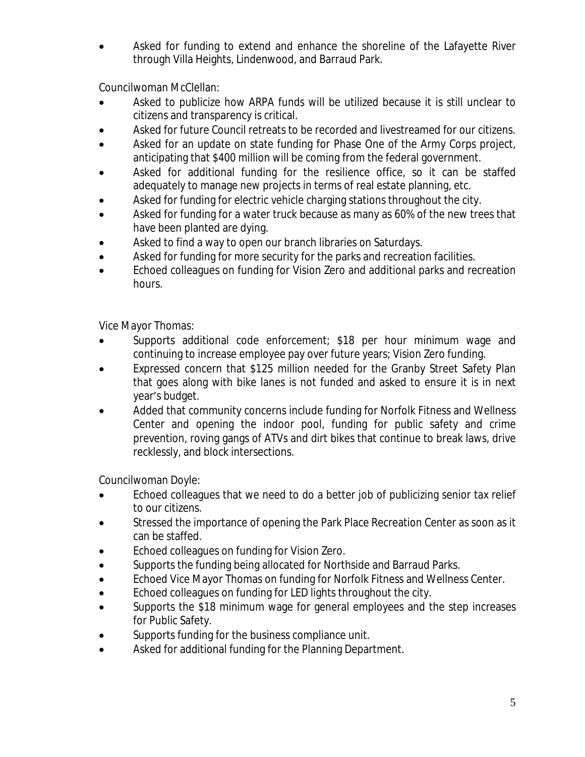- Asked for funding to extend and enhance the shoreline of the Lafayette River through Villa Heights, Lindenwood, and Barraud Park.

Councilwoman McClellan:

- Asked to publicize how ARPA funds will be utilized because it is still unclear to citizens and transparency is critical.
- Asked for future Council retreats to be recorded and livestreamed for our citizens.
- Asked for an update on state funding for Phase One of the Army Corps project, anticipating that $400 million will be coming from the federal government.
- Asked for additional funding for the resilience office, so it can be staffed adequately to manage new projects in terms of real estate planning, etc.
- Asked for funding for electric vehicle charging stations throughout the city.
- Asked for funding for a water truck because as many as 60% of the new trees that have been planted are dying.
- Asked to find a way to open our branch libraries on Saturdays.
- Asked for funding for more security for the parks and recreation facilities.
- Echoed colleagues on funding for Vision Zero and additional parks and recreation hours.

Vice Mayor Thomas:

- Supports additional code enforcement; $18 per hour minimum wage and continuing to increase employee pay over future years; Vision Zero funding.
- Expressed concern that $125 million needed for the Granby Street Safety Plan that goes along with bike lanes is not funded and asked to ensure it is in next year's budget.
- Added that community concerns include funding for Norfolk Fitness and Wellness Center and opening the indoor pool, funding for public safety and crime prevention, roving gangs of ATVs and dirt bikes that continue to break laws, drive recklessly, and block intersections.

Councilwoman Doyle:

- Echoed colleagues that we need to do a better job of publicizing senior tax relief to our citizens.
- Stressed the importance of opening the Park Place Recreation Center as soon as it can be staffed.
- Echoed colleagues on funding for Vision Zero.
- Supports the funding being allocated for Northside and Barraud Parks.
- Echoed Vice Mayor Thomas on funding for Norfolk Fitness and Wellness Center.
- Echoed colleagues on funding for LED lights throughout the city.
- Supports the $18 minimum wage for general employees and the step increases for Public Safety.
- Supports funding for the business compliance unit.
- Asked for additional funding for the Planning Department.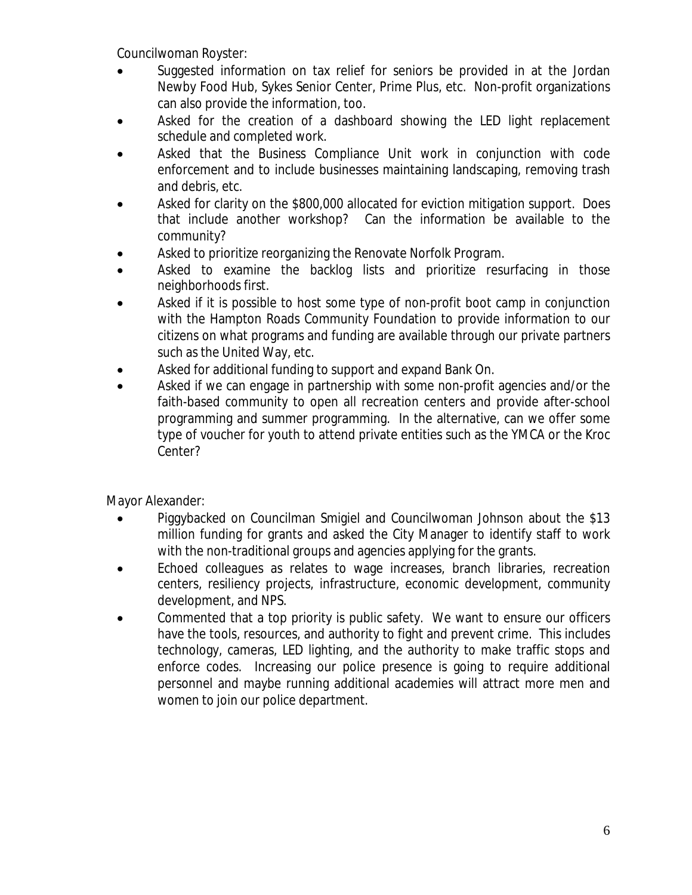Councilwoman Royster:

- Suggested information on tax relief for seniors be provided in at the Jordan Newby Food Hub, Sykes Senior Center, Prime Plus, etc. Non-profit organizations can also provide the information, too.
- Asked for the creation of a dashboard showing the LED light replacement schedule and completed work.
- Asked that the Business Compliance Unit work in conjunction with code enforcement and to include businesses maintaining landscaping, removing trash and debris, etc.
- Asked for clarity on the $800,000 allocated for eviction mitigation support. Does that include another workshop? Can the information be available to the community?
- Asked to prioritize reorganizing the Renovate Norfolk Program.
- Asked to examine the backlog lists and prioritize resurfacing in those neighborhoods first.
- Asked if it is possible to host some type of non-profit boot camp in conjunction with the Hampton Roads Community Foundation to provide information to our citizens on what programs and funding are available through our private partners such as the United Way, etc.
- Asked for additional funding to support and expand Bank On.
- Asked if we can engage in partnership with some non-profit agencies and/or the faith-based community to open all recreation centers and provide after-school programming and summer programming. In the alternative, can we offer some type of voucher for youth to attend private entities such as the YMCA or the Kroc Center?

Mayor Alexander:

- Piggybacked on Councilman Smigiel and Councilwoman Johnson about the $13 million funding for grants and asked the City Manager to identify staff to work with the non-traditional groups and agencies applying for the grants.
- Echoed colleagues as relates to wage increases, branch libraries, recreation centers, resiliency projects, infrastructure, economic development, community development, and NPS.
- Commented that a top priority is public safety. We want to ensure our officers have the tools, resources, and authority to fight and prevent crime. This includes technology, cameras, LED lighting, and the authority to make traffic stops and enforce codes. Increasing our police presence is going to require additional personnel and maybe running additional academies will attract more men and women to join our police department.